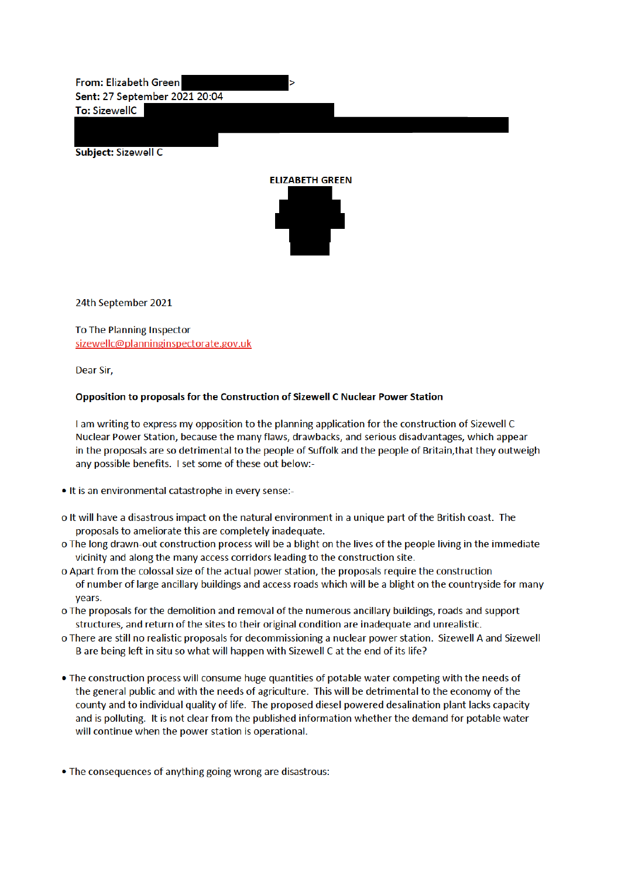**From:** Elizabeth Green >
**Sent:** 27 September 2021 20:04
**To:** SizewellC

**Subject:** Sizewell C

**ELIZABETH GREEN**

24th September 2021

To The Planning Inspector
sizewellc@planninginspectorate.gov.uk

Dear Sir,

**Opposition to proposals for the Construction of Sizewell C Nuclear Power Station**

I am writing to express my opposition to the planning application for the construction of Sizewell C Nuclear Power Station, because the many flaws, drawbacks, and serious disadvantages, which appear in the proposals are so detrimental to the people of Suffolk and the people of Britain,that they outweigh any possible benefits. I set some of these out below:-

- It is an environmental catastrophe in every sense:-
  - It will have a disastrous impact on the natural environment in a unique part of the British coast. The proposals to ameliorate this are completely inadequate.
  - The long drawn-out construction process will be a blight on the lives of the people living in the immediate vicinity and along the many access corridors leading to the construction site.
  - Apart from the colossal size of the actual power station, the proposals require the construction of number of large ancillary buildings and access roads which will be a blight on the countryside for many years.
  - The proposals for the demolition and removal of the numerous ancillary buildings, roads and support structures, and return of the sites to their original condition are inadequate and unrealistic.
  - There are still no realistic proposals for decommissioning a nuclear power station. Sizewell A and Sizewell B are being left in situ so what will happen with Sizewell C at the end of its life?

- The construction process will consume huge quantities of potable water competing with the needs of the general public and with the needs of agriculture. This will be detrimental to the economy of the county and to individual quality of life. The proposed diesel powered desalination plant lacks capacity and is polluting. It is not clear from the published information whether the demand for potable water will continue when the power station is operational.

- The consequences of anything going wrong are disastrous: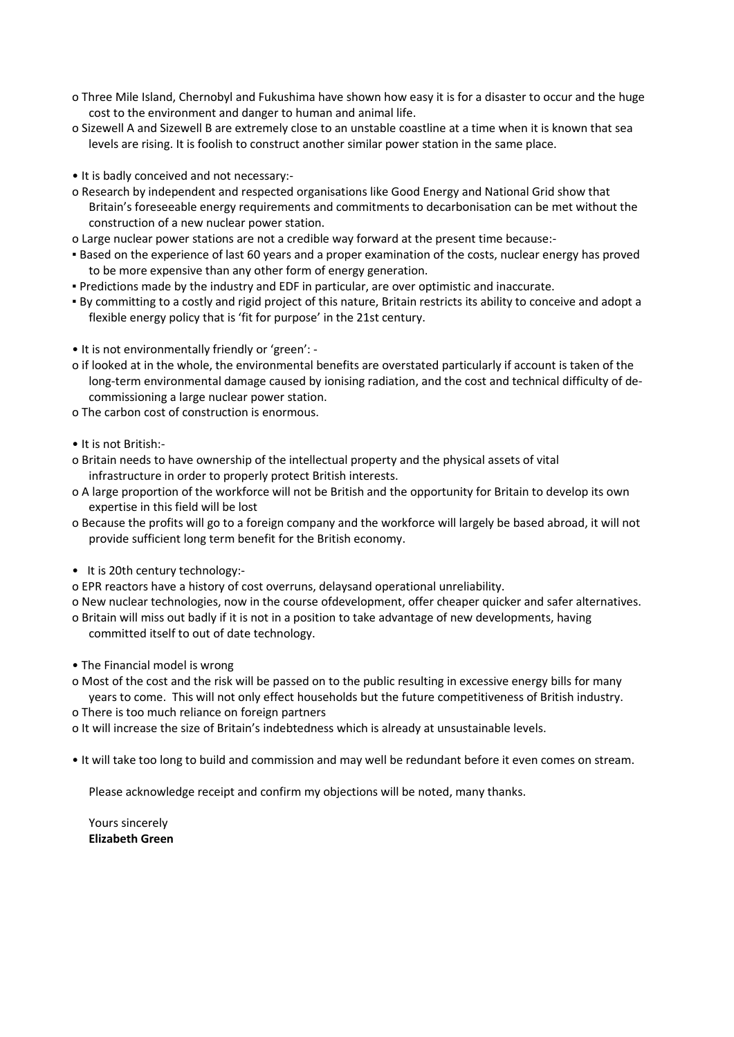- Three Mile Island, Chernobyl and Fukushima have shown how easy it is for a disaster to occur and the huge cost to the environment and danger to human and animal life.
- Sizewell A and Sizewell B are extremely close to an unstable coastline at a time when it is known that sea levels are rising. It is foolish to construct another similar power station in the same place.

- It is badly conceived and not necessary:-
  - Research by independent and respected organisations like Good Energy and National Grid show that Britain's foreseeable energy requirements and commitments to decarbonisation can be met without the construction of a new nuclear power station.
  - Large nuclear power stations are not a credible way forward at the present time because:-
    - Based on the experience of last 60 years and a proper examination of the costs, nuclear energy has proved to be more expensive than any other form of energy generation.
    - Predictions made by the industry and EDF in particular, are over optimistic and inaccurate.
    - By committing to a costly and rigid project of this nature, Britain restricts its ability to conceive and adopt a flexible energy policy that is 'fit for purpose' in the 21st century.

- It is not environmentally friendly or 'green': -
  - if looked at in the whole, the environmental benefits are overstated particularly if account is taken of the long-term environmental damage caused by ionising radiation, and the cost and technical difficulty of de-commissioning a large nuclear power station.
  - The carbon cost of construction is enormous.

- It is not British:-
  - Britain needs to have ownership of the intellectual property and the physical assets of vital infrastructure in order to properly protect British interests.
  - A large proportion of the workforce will not be British and the opportunity for Britain to develop its own expertise in this field will be lost
  - Because the profits will go to a foreign company and the workforce will largely be based abroad, it will not provide sufficient long term benefit for the British economy.

- It is 20th century technology:-
  - EPR reactors have a history of cost overruns, delaysand operational unreliability.
  - New nuclear technologies, now in the course ofdevelopment, offer cheaper quicker and safer alternatives.
  - Britain will miss out badly if it is not in a position to take advantage of new developments, having committed itself to out of date technology.

- The Financial model is wrong
  - Most of the cost and the risk will be passed on to the public resulting in excessive energy bills for many years to come. This will not only effect households but the future competitiveness of British industry.
  - There is too much reliance on foreign partners
  - It will increase the size of Britain's indebtedness which is already at unsustainable levels.

- It will take too long to build and commission and may well be redundant before it even comes on stream.

Please acknowledge receipt and confirm my objections will be noted, many thanks.

Yours sincerely
**Elizabeth Green**